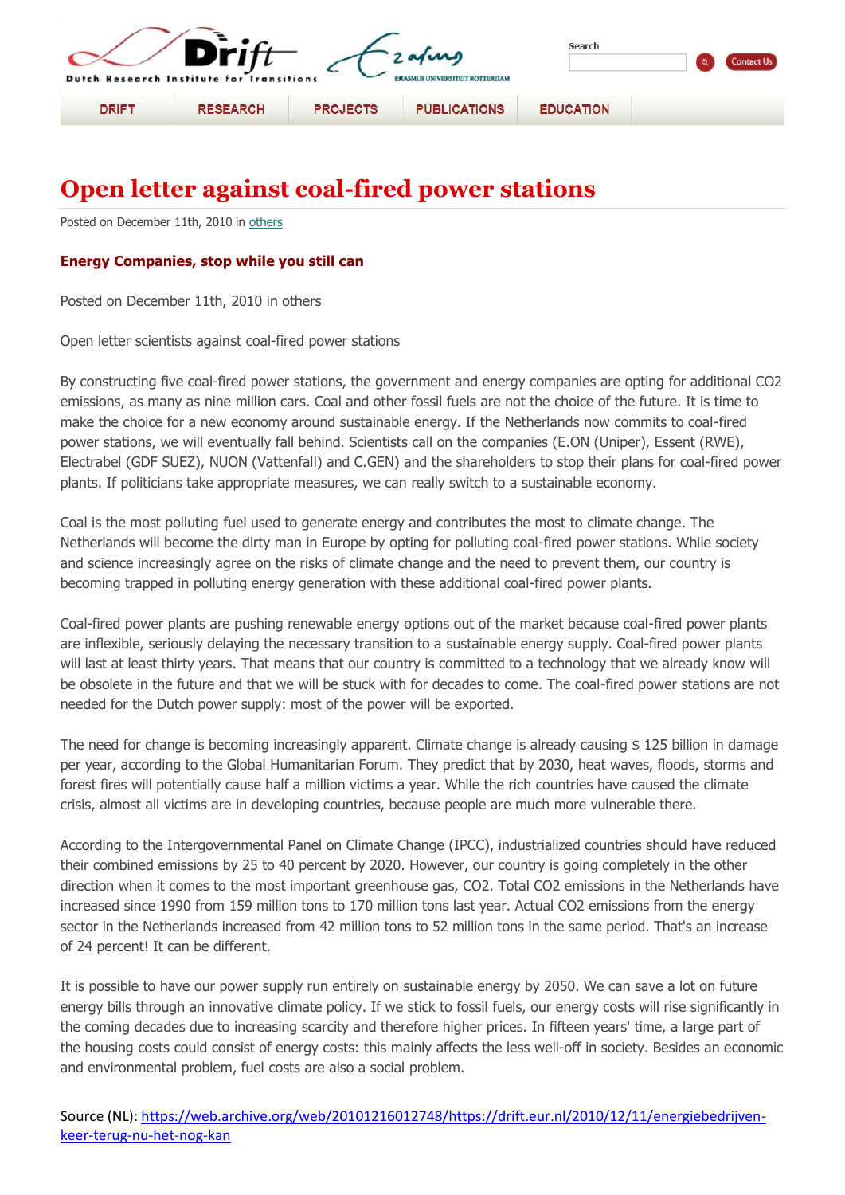Dutch Research Institute for Transitions

Search

Contact Us

DRIFT | RESEARCH | PROJECTS | PUBLICATIONS | EDUCATION

# Open letter against coal-fired power stations

Posted on December 11th, 2010 in others

**Energy Companies, stop while you still can**

Posted on December 11th, 2010 in others

Open letter scientists against coal-fired power stations

By constructing five coal-fired power stations, the government and energy companies are opting for additional $CO_2$ emissions, as many as nine million cars. Coal and other fossil fuels are not the choice of the future. It is time to make the choice for a new economy around sustainable energy. If the Netherlands now commits to coal-fired power stations, we will eventually fall behind. Scientists call on the companies (E.ON (Uniper), Essent (RWE), Electrabel (GDF SUEZ), NUON (Vattenfall) and C.GEN) and the shareholders to stop their plans for coal-fired power plants. If politicians take appropriate measures, we can really switch to a sustainable economy.

Coal is the most polluting fuel used to generate energy and contributes the most to climate change. The Netherlands will become the dirty man in Europe by opting for polluting coal-fired power stations. While society and science increasingly agree on the risks of climate change and the need to prevent them, our country is becoming trapped in polluting energy generation with these additional coal-fired power plants.

Coal-fired power plants are pushing renewable energy options out of the market because coal-fired power plants are inflexible, seriously delaying the necessary transition to a sustainable energy supply. Coal-fired power plants will last at least thirty years. That means that our country is committed to a technology that we already know will be obsolete in the future and that we will be stuck with for decades to come. The coal-fired power stations are not needed for the Dutch power supply: most of the power will be exported.

The need for change is becoming increasingly apparent. Climate change is already causing $ 125 billion in damage per year, according to the Global Humanitarian Forum. They predict that by 2030, heat waves, floods, storms and forest fires will potentially cause half a million victims a year. While the rich countries have caused the climate crisis, almost all victims are in developing countries, because people are much more vulnerable there.

According to the Intergovernmental Panel on Climate Change (IPCC), industrialized countries should have reduced their combined emissions by 25 to 40 percent by 2020. However, our country is going completely in the other direction when it comes to the most important greenhouse gas, $CO_2$. Total $CO_2$ emissions in the Netherlands have increased since 1990 from 159 million tons to 170 million tons last year. Actual $CO_2$ emissions from the energy sector in the Netherlands increased from 42 million tons to 52 million tons in the same period. That's an increase of 24 percent! It can be different.

It is possible to have our power supply run entirely on sustainable energy by 2050. We can save a lot on future energy bills through an innovative climate policy. If we stick to fossil fuels, our energy costs will rise significantly in the coming decades due to increasing scarcity and therefore higher prices. In fifteen years' time, a large part of the housing costs could consist of energy costs: this mainly affects the less well-off in society. Besides an economic and environmental problem, fuel costs are also a social problem.

Source (NL): https://web.archive.org/web/20101216012748/https://drift.eur.nl/2010/12/11/energiebedrijven-keer-terug-nu-het-nog-kan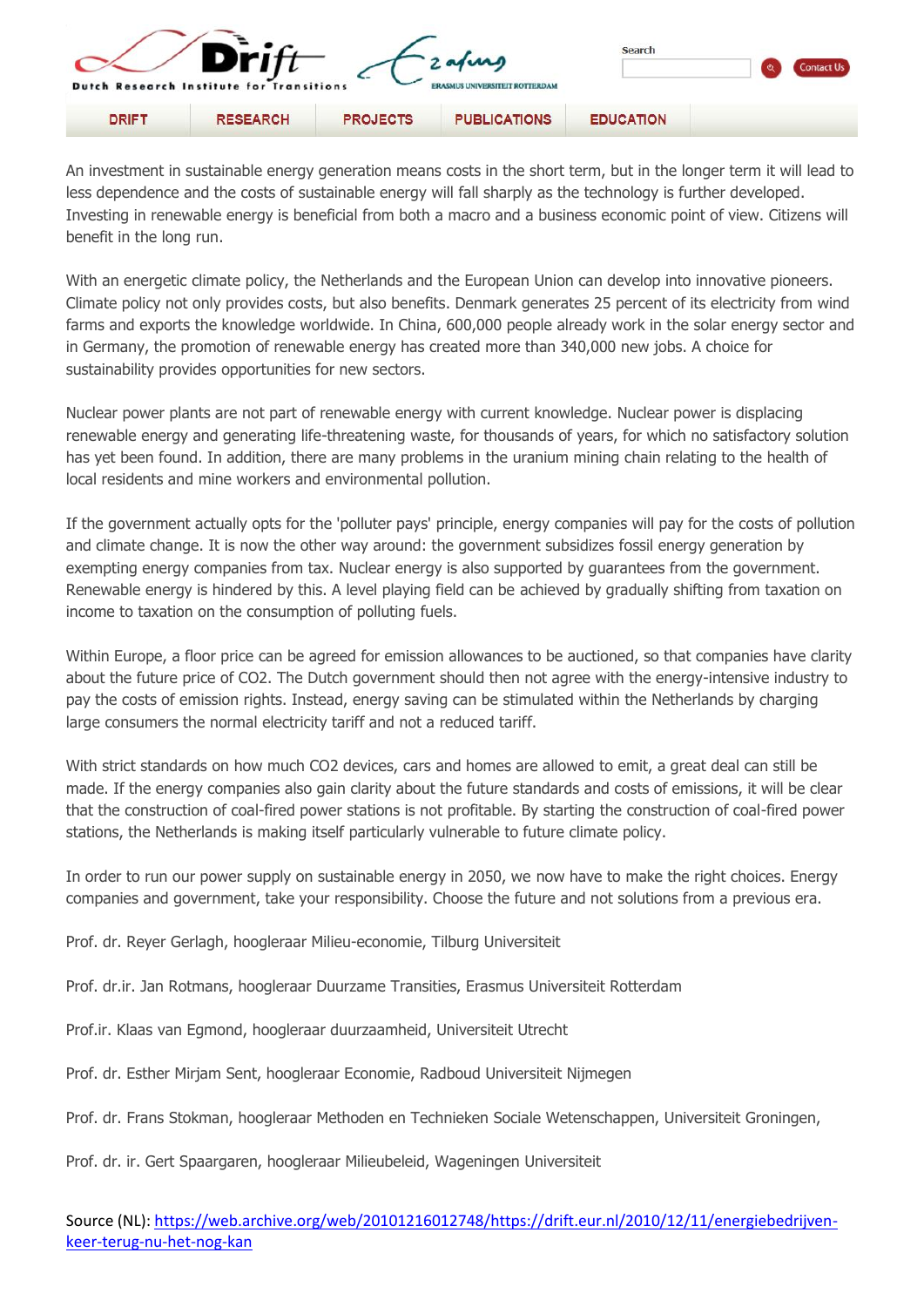An investment in sustainable energy generation means costs in the short term, but in the longer term it will lead to less dependence and the costs of sustainable energy will fall sharply as the technology is further developed. Investing in renewable energy is beneficial from both a macro and a business economic point of view. Citizens will benefit in the long run.

With an energetic climate policy, the Netherlands and the European Union can develop into innovative pioneers. Climate policy not only provides costs, but also benefits. Denmark generates 25 percent of its electricity from wind farms and exports the knowledge worldwide. In China, 600,000 people already work in the solar energy sector and in Germany, the promotion of renewable energy has created more than 340,000 new jobs. A choice for sustainability provides opportunities for new sectors.

Nuclear power plants are not part of renewable energy with current knowledge. Nuclear power is displacing renewable energy and generating life-threatening waste, for thousands of years, for which no satisfactory solution has yet been found. In addition, there are many problems in the uranium mining chain relating to the health of local residents and mine workers and environmental pollution.

If the government actually opts for the 'polluter pays' principle, energy companies will pay for the costs of pollution and climate change. It is now the other way around: the government subsidizes fossil energy generation by exempting energy companies from tax. Nuclear energy is also supported by guarantees from the government. Renewable energy is hindered by this. A level playing field can be achieved by gradually shifting from taxation on income to taxation on the consumption of polluting fuels.

Within Europe, a floor price can be agreed for emission allowances to be auctioned, so that companies have clarity about the future price of CO2. The Dutch government should then not agree with the energy-intensive industry to pay the costs of emission rights. Instead, energy saving can be stimulated within the Netherlands by charging large consumers the normal electricity tariff and not a reduced tariff.

With strict standards on how much CO2 devices, cars and homes are allowed to emit, a great deal can still be made. If the energy companies also gain clarity about the future standards and costs of emissions, it will be clear that the construction of coal-fired power stations is not profitable. By starting the construction of coal-fired power stations, the Netherlands is making itself particularly vulnerable to future climate policy.

In order to run our power supply on sustainable energy in 2050, we now have to make the right choices. Energy companies and government, take your responsibility. Choose the future and not solutions from a previous era.

Prof. dr. Reyer Gerlagh, hoogleraar Milieu-economie, Tilburg Universiteit

Prof. dr.ir. Jan Rotmans, hoogleraar Duurzame Transities, Erasmus Universiteit Rotterdam

Prof.ir. Klaas van Egmond, hoogleraar duurzaamheid, Universiteit Utrecht

Prof. dr. Esther Mirjam Sent, hoogleraar Economie, Radboud Universiteit Nijmegen

Prof. dr. Frans Stokman, hoogleraar Methoden en Technieken Sociale Wetenschappen, Universiteit Groningen,

Prof. dr. ir. Gert Spaargaren, hoogleraar Milieubeleid, Wageningen Universiteit

Source (NL): https://web.archive.org/web/20101216012748/https://drift.eur.nl/2010/12/11/energiebedrijven-keer-terug-nu-het-nog-kan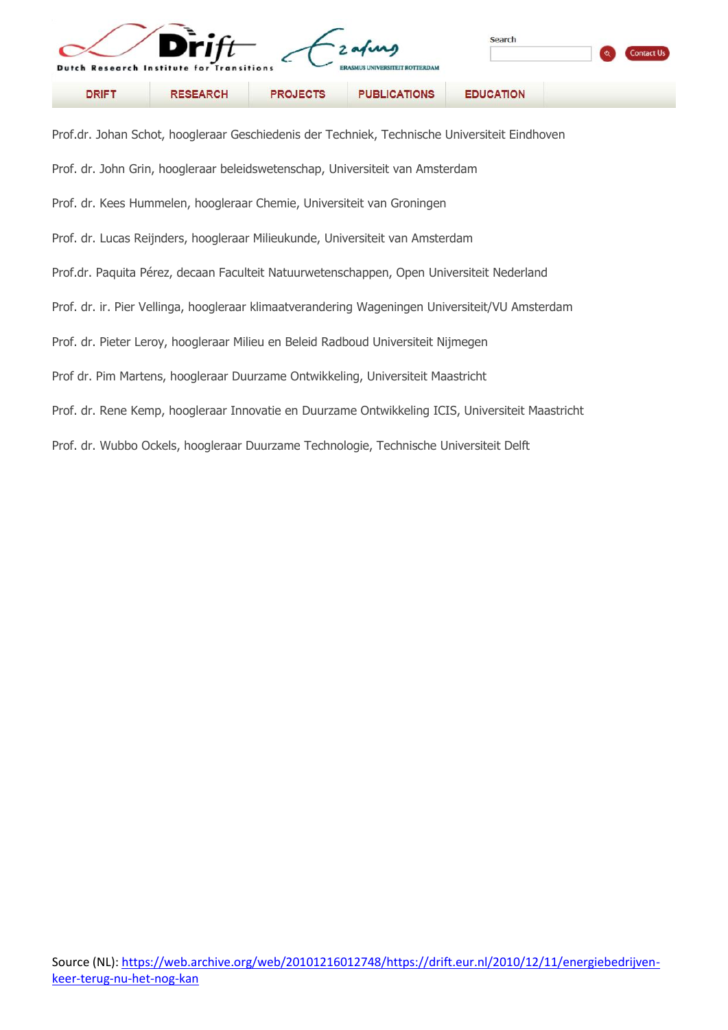Prof.dr. Johan Schot, hoogleraar Geschiedenis der Techniek, Technische Universiteit Eindhoven

Prof. dr. John Grin, hoogleraar beleidswetenschap, Universiteit van Amsterdam

Prof. dr. Kees Hummelen, hoogleraar Chemie, Universiteit van Groningen

Prof. dr. Lucas Reijnders, hoogleraar Milieukunde, Universiteit van Amsterdam

Prof.dr. Paquita Pérez, decaan Faculteit Natuurwetenschappen, Open Universiteit Nederland

Prof. dr. ir. Pier Vellinga, hoogleraar klimaatverandering Wageningen Universiteit/VU Amsterdam

Prof. dr. Pieter Leroy, hoogleraar Milieu en Beleid Radboud Universiteit Nijmegen

Prof dr. Pim Martens, hoogleraar Duurzame Ontwikkeling, Universiteit Maastricht

Prof. dr. Rene Kemp, hoogleraar Innovatie en Duurzame Ontwikkeling ICIS, Universiteit Maastricht

Prof. dr. Wubbo Ockels, hoogleraar Duurzame Technologie, Technische Universiteit Delft

Source (NL): https://web.archive.org/web/20101216012748/https://drift.eur.nl/2010/12/11/energiebedrijven-keer-terug-nu-het-nog-kan